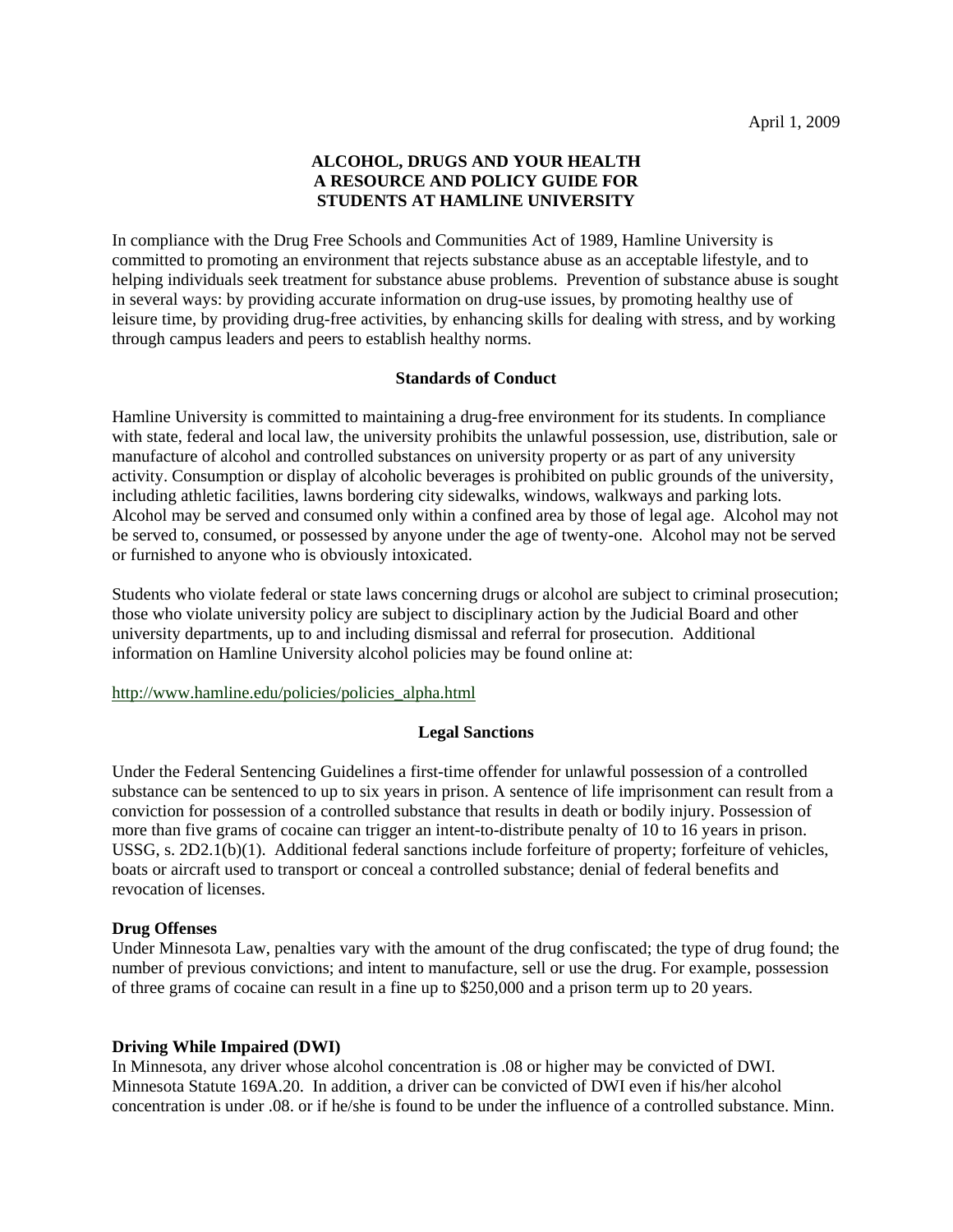April 1, 2009

# ALCOHOL, DRUGS AND YOUR HEALTH
# A RESOURCE AND POLICY GUIDE FOR STUDENTS AT HAMLINE UNIVERSITY

In compliance with the Drug Free Schools and Communities Act of 1989, Hamline University is committed to promoting an environment that rejects substance abuse as an acceptable lifestyle, and to helping individuals seek treatment for substance abuse problems. Prevention of substance abuse is sought in several ways: by providing accurate information on drug-use issues, by promoting healthy use of leisure time, by providing drug-free activities, by enhancing skills for dealing with stress, and by working through campus leaders and peers to establish healthy norms.

## Standards of Conduct

Hamline University is committed to maintaining a drug-free environment for its students. In compliance with state, federal and local law, the university prohibits the unlawful possession, use, distribution, sale or manufacture of alcohol and controlled substances on university property or as part of any university activity. Consumption or display of alcoholic beverages is prohibited on public grounds of the university, including athletic facilities, lawns bordering city sidewalks, windows, walkways and parking lots. Alcohol may be served and consumed only within a confined area by those of legal age. Alcohol may not be served to, consumed, or possessed by anyone under the age of twenty-one. Alcohol may not be served or furnished to anyone who is obviously intoxicated.

Students who violate federal or state laws concerning drugs or alcohol are subject to criminal prosecution; those who violate university policy are subject to disciplinary action by the Judicial Board and other university departments, up to and including dismissal and referral for prosecution. Additional information on Hamline University alcohol policies may be found online at:

http://www.hamline.edu/policies/policies_alpha.html

## Legal Sanctions

Under the Federal Sentencing Guidelines a first-time offender for unlawful possession of a controlled substance can be sentenced to up to six years in prison. A sentence of life imprisonment can result from a conviction for possession of a controlled substance that results in death or bodily injury. Possession of more than five grams of cocaine can trigger an intent-to-distribute penalty of 10 to 16 years in prison. USSG, s. 2D2.1(b)(1). Additional federal sanctions include forfeiture of property; forfeiture of vehicles, boats or aircraft used to transport or conceal a controlled substance; denial of federal benefits and revocation of licenses.

### Drug Offenses

Under Minnesota Law, penalties vary with the amount of the drug confiscated; the type of drug found; the number of previous convictions; and intent to manufacture, sell or use the drug. For example, possession of three grams of cocaine can result in a fine up to $250,000 and a prison term up to 20 years.

### Driving While Impaired (DWI)

In Minnesota, any driver whose alcohol concentration is .08 or higher may be convicted of DWI. Minnesota Statute 169A.20. In addition, a driver can be convicted of DWI even if his/her alcohol concentration is under .08. or if he/she is found to be under the influence of a controlled substance. Minn.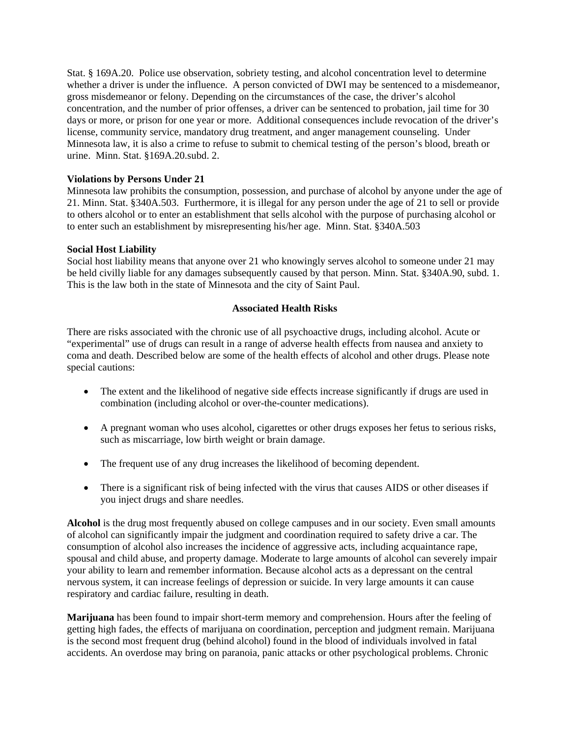Stat. § 169A.20. Police use observation, sobriety testing, and alcohol concentration level to determine whether a driver is under the influence. A person convicted of DWI may be sentenced to a misdemeanor, gross misdemeanor or felony. Depending on the circumstances of the case, the driver's alcohol concentration, and the number of prior offenses, a driver can be sentenced to probation, jail time for 30 days or more, or prison for one year or more. Additional consequences include revocation of the driver's license, community service, mandatory drug treatment, and anger management counseling. Under Minnesota law, it is also a crime to refuse to submit to chemical testing of the person's blood, breath or urine. Minn. Stat. §169A.20.subd. 2.

**Violations by Persons Under 21**

Minnesota law prohibits the consumption, possession, and purchase of alcohol by anyone under the age of 21. Minn. Stat. §340A.503. Furthermore, it is illegal for any person under the age of 21 to sell or provide to others alcohol or to enter an establishment that sells alcohol with the purpose of purchasing alcohol or to enter such an establishment by misrepresenting his/her age. Minn. Stat. §340A.503

**Social Host Liability**

Social host liability means that anyone over 21 who knowingly serves alcohol to someone under 21 may be held civilly liable for any damages subsequently caused by that person. Minn. Stat. §340A.90, subd. 1. This is the law both in the state of Minnesota and the city of Saint Paul.

## Associated Health Risks

There are risks associated with the chronic use of all psychoactive drugs, including alcohol. Acute or "experimental" use of drugs can result in a range of adverse health effects from nausea and anxiety to coma and death. Described below are some of the health effects of alcohol and other drugs. Please note special cautions:

- The extent and the likelihood of negative side effects increase significantly if drugs are used in combination (including alcohol or over-the-counter medications).
- A pregnant woman who uses alcohol, cigarettes or other drugs exposes her fetus to serious risks, such as miscarriage, low birth weight or brain damage.
- The frequent use of any drug increases the likelihood of becoming dependent.
- There is a significant risk of being infected with the virus that causes AIDS or other diseases if you inject drugs and share needles.

**Alcohol** is the drug most frequently abused on college campuses and in our society. Even small amounts of alcohol can significantly impair the judgment and coordination required to safety drive a car. The consumption of alcohol also increases the incidence of aggressive acts, including acquaintance rape, spousal and child abuse, and property damage. Moderate to large amounts of alcohol can severely impair your ability to learn and remember information. Because alcohol acts as a depressant on the central nervous system, it can increase feelings of depression or suicide. In very large amounts it can cause respiratory and cardiac failure, resulting in death.

**Marijuana** has been found to impair short-term memory and comprehension. Hours after the feeling of getting high fades, the effects of marijuana on coordination, perception and judgment remain. Marijuana is the second most frequent drug (behind alcohol) found in the blood of individuals involved in fatal accidents. An overdose may bring on paranoia, panic attacks or other psychological problems. Chronic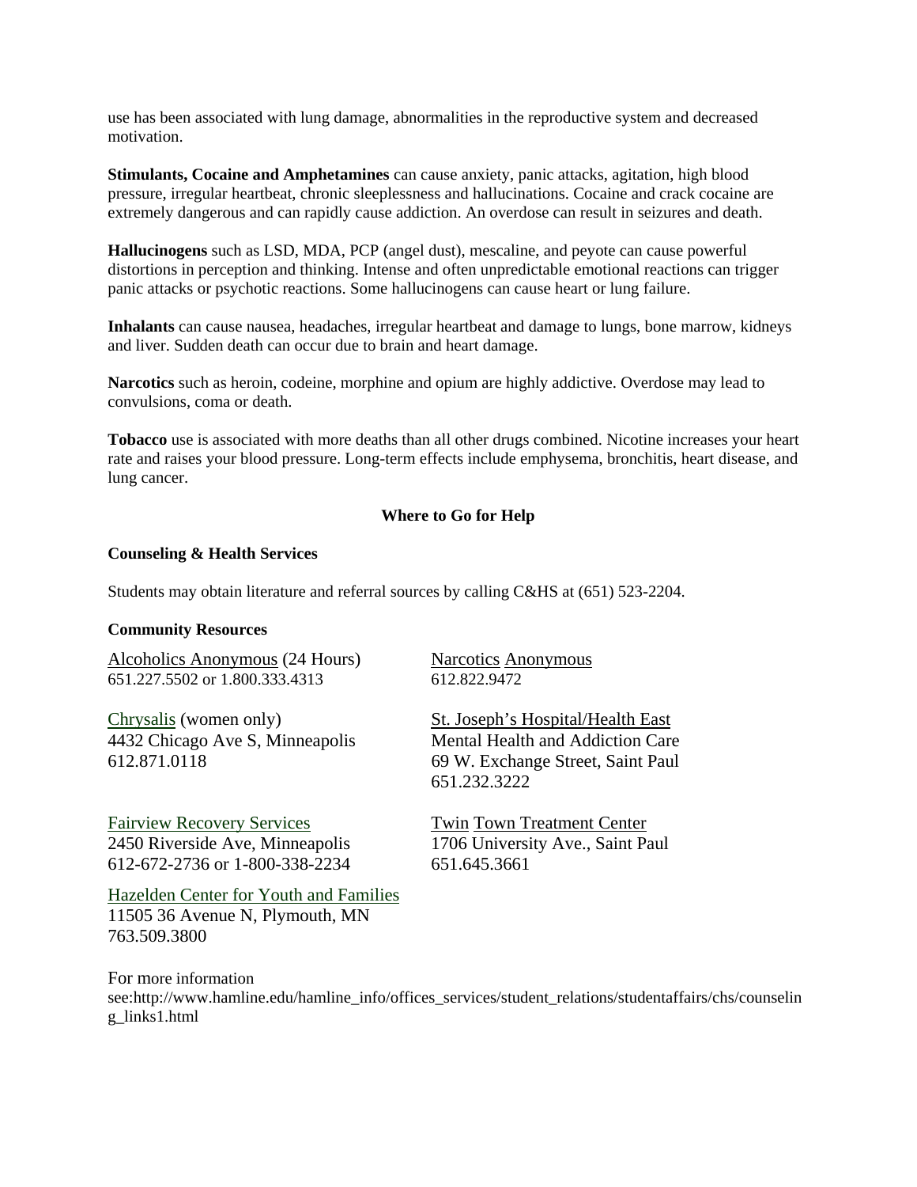use has been associated with lung damage, abnormalities in the reproductive system and decreased motivation.

**Stimulants, Cocaine and Amphetamines** can cause anxiety, panic attacks, agitation, high blood pressure, irregular heartbeat, chronic sleeplessness and hallucinations. Cocaine and crack cocaine are extremely dangerous and can rapidly cause addiction. An overdose can result in seizures and death.

**Hallucinogens** such as LSD, MDA, PCP (angel dust), mescaline, and peyote can cause powerful distortions in perception and thinking. Intense and often unpredictable emotional reactions can trigger panic attacks or psychotic reactions. Some hallucinogens can cause heart or lung failure.

**Inhalants** can cause nausea, headaches, irregular heartbeat and damage to lungs, bone marrow, kidneys and liver. Sudden death can occur due to brain and heart damage.

**Narcotics** such as heroin, codeine, morphine and opium are highly addictive. Overdose may lead to convulsions, coma or death.

**Tobacco** use is associated with more deaths than all other drugs combined. Nicotine increases your heart rate and raises your blood pressure. Long-term effects include emphysema, bronchitis, heart disease, and lung cancer.

## Where to Go for Help

### Counseling & Health Services

Students may obtain literature and referral sources by calling C&HS at (651) 523-2204.

### Community Resources

Alcoholics Anonymous (24 Hours)
651.227.5502 or 1.800.333.4313

Chrysalis (women only)
4432 Chicago Ave S, Minneapolis
612.871.0118

Fairview Recovery Services
2450 Riverside Ave, Minneapolis
612-672-2736 or 1-800-338-2234

Hazelden Center for Youth and Families
11505 36 Avenue N, Plymouth, MN
763.509.3800

Narcotics Anonymous
612.822.9472

St. Joseph's Hospital/Health East
Mental Health and Addiction Care
69 W. Exchange Street, Saint Paul
651.232.3222

Twin Town Treatment Center
1706 University Ave., Saint Paul
651.645.3661

For more information see:http://www.hamline.edu/hamline_info/offices_services/student_relations/studentaffairs/chs/counseling_links1.html